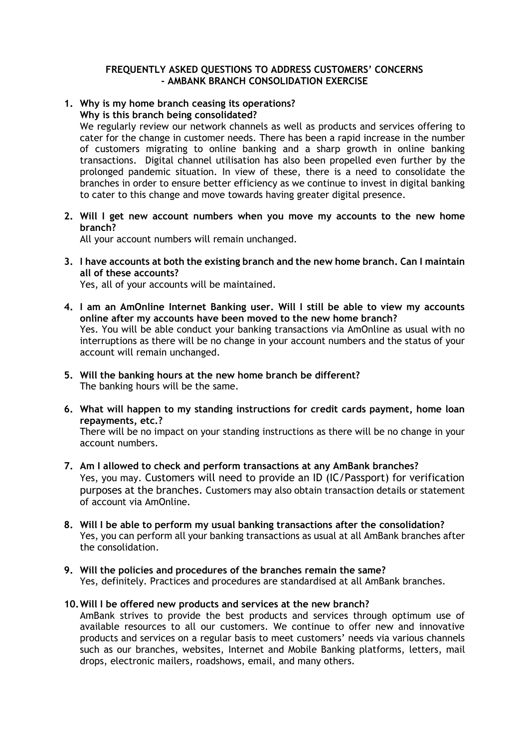**FREQUENTLY ASKED QUESTIONS TO ADDRESS CUSTOMERS' CONCERNS - AMBANK BRANCH CONSOLIDATION EXERCISE**

1. **Why is my home branch ceasing its operations?**
   **Why is this branch being consolidated?**
   We regularly review our network channels as well as products and services offering to cater for the change in customer needs. There has been a rapid increase in the number of customers migrating to online banking and a sharp growth in online banking transactions. Digital channel utilisation has also been propelled even further by the prolonged pandemic situation. In view of these, there is a need to consolidate the branches in order to ensure better efficiency as we continue to invest in digital banking to cater to this change and move towards having greater digital presence.

2. **Will I get new account numbers when you move my accounts to the new home branch?**
   All your account numbers will remain unchanged.

3. **I have accounts at both the existing branch and the new home branch. Can I maintain all of these accounts?**
   Yes, all of your accounts will be maintained.

4. **I am an AmOnline Internet Banking user. Will I still be able to view my accounts online after my accounts have been moved to the new home branch?**
   Yes. You will be able conduct your banking transactions via AmOnline as usual with no interruptions as there will be no change in your account numbers and the status of your account will remain unchanged.

5. **Will the banking hours at the new home branch be different?**
   The banking hours will be the same.

6. **What will happen to my standing instructions for credit cards payment, home loan repayments, etc.?**
   There will be no impact on your standing instructions as there will be no change in your account numbers.

7. **Am I allowed to check and perform transactions at any AmBank branches?**
   Yes, you may. Customers will need to provide an ID (IC/Passport) for verification purposes at the branches. Customers may also obtain transaction details or statement of account via AmOnline.

8. **Will I be able to perform my usual banking transactions after the consolidation?**
   Yes, you can perform all your banking transactions as usual at all AmBank branches after the consolidation.

9. **Will the policies and procedures of the branches remain the same?**
   Yes, definitely. Practices and procedures are standardised at all AmBank branches.

10. **Will I be offered new products and services at the new branch?**
    AmBank strives to provide the best products and services through optimum use of available resources to all our customers. We continue to offer new and innovative products and services on a regular basis to meet customers' needs via various channels such as our branches, websites, Internet and Mobile Banking platforms, letters, mail drops, electronic mailers, roadshows, email, and many others.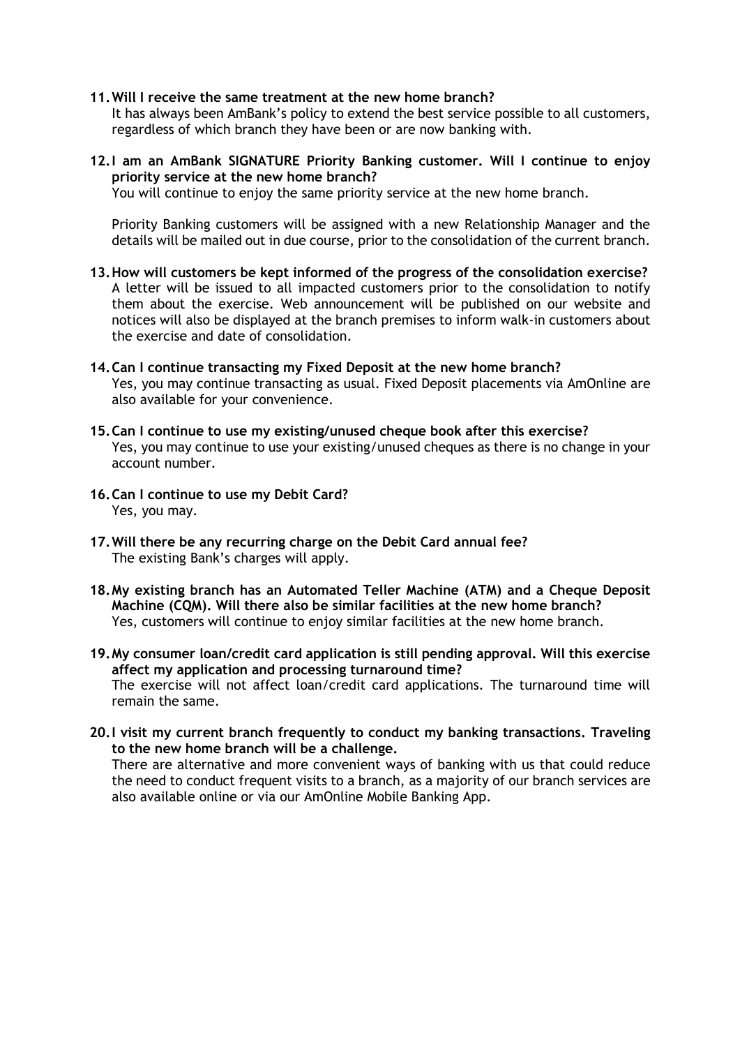11. **Will I receive the same treatment at the new home branch?**
   It has always been AmBank's policy to extend the best service possible to all customers, regardless of which branch they have been or are now banking with.

12. **I am an AmBank SIGNATURE Priority Banking customer. Will I continue to enjoy priority service at the new home branch?**
   You will continue to enjoy the same priority service at the new home branch.

   Priority Banking customers will be assigned with a new Relationship Manager and the details will be mailed out in due course, prior to the consolidation of the current branch.

13. **How will customers be kept informed of the progress of the consolidation exercise?**
   A letter will be issued to all impacted customers prior to the consolidation to notify them about the exercise. Web announcement will be published on our website and notices will also be displayed at the branch premises to inform walk-in customers about the exercise and date of consolidation.

14. **Can I continue transacting my Fixed Deposit at the new home branch?**
   Yes, you may continue transacting as usual. Fixed Deposit placements via AmOnline are also available for your convenience.

15. **Can I continue to use my existing/unused cheque book after this exercise?**
   Yes, you may continue to use your existing/unused cheques as there is no change in your account number.

16. **Can I continue to use my Debit Card?**
   Yes, you may.

17. **Will there be any recurring charge on the Debit Card annual fee?**
   The existing Bank's charges will apply.

18. **My existing branch has an Automated Teller Machine (ATM) and a Cheque Deposit Machine (CQM). Will there also be similar facilities at the new home branch?**
   Yes, customers will continue to enjoy similar facilities at the new home branch.

19. **My consumer loan/credit card application is still pending approval. Will this exercise affect my application and processing turnaround time?**
   The exercise will not affect loan/credit card applications. The turnaround time will remain the same.

20. **I visit my current branch frequently to conduct my banking transactions. Traveling to the new home branch will be a challenge.**
   There are alternative and more convenient ways of banking with us that could reduce the need to conduct frequent visits to a branch, as a majority of our branch services are also available online or via our AmOnline Mobile Banking App.